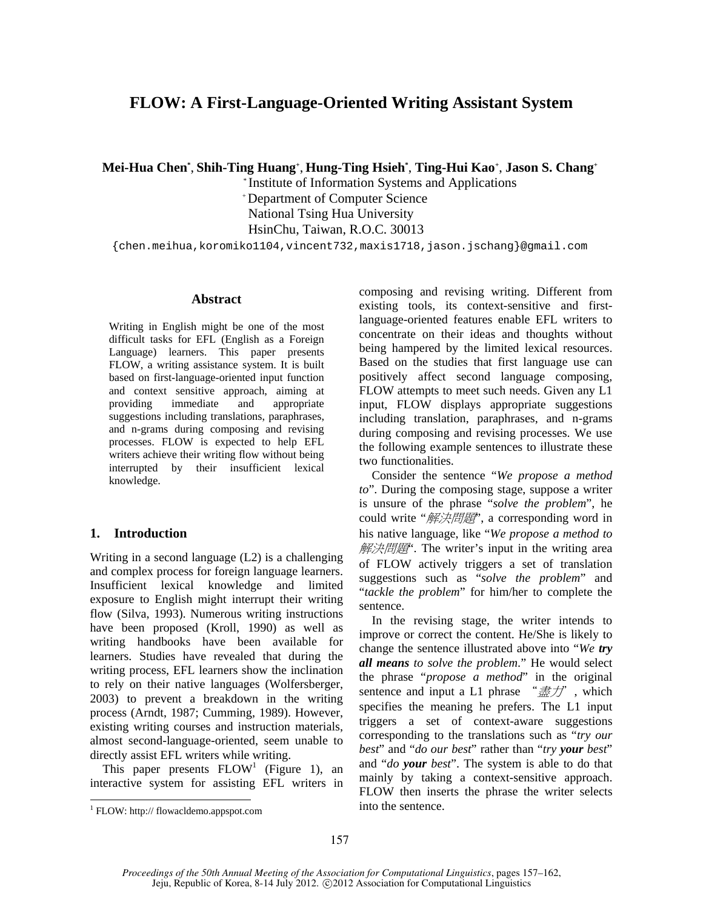# FLOW: A First-Language-Oriented Writing Assistant System

**Mei-Hua Chen**[*], **Shih-Ting Huang**[+], **Hung-Ting Hsieh**[*], **Ting-Hui Kao**[+], **Jason S. Chang**[+]

[*] Institute of Information Systems and Applications
[+] Department of Computer Science
National Tsing Hua University
HsinChu, Taiwan, R.O.C. 30013

{chen.meihua,koromiko1104,vincent732,maxis1718,jason.jschang}@gmail.com

## Abstract

Writing in English might be one of the most difficult tasks for EFL (English as a Foreign Language) learners. This paper presents FLOW, a writing assistance system. It is built based on first-language-oriented input function and context sensitive approach, aiming at providing immediate and appropriate suggestions including translations, paraphrases, and n-grams during composing and revising processes. FLOW is expected to help EFL writers achieve their writing flow without being interrupted by their insufficient lexical knowledge.

## 1. Introduction

Writing in a second language (L2) is a challenging and complex process for foreign language learners. Insufficient lexical knowledge and limited exposure to English might interrupt their writing flow (Silva, 1993). Numerous writing instructions have been proposed (Kroll, 1990) as well as writing handbooks have been available for learners. Studies have revealed that during the writing process, EFL learners show the inclination to rely on their native languages (Wolfersberger, 2003) to prevent a breakdown in the writing process (Arndt, 1987; Cumming, 1989). However, existing writing courses and instruction materials, almost second-language-oriented, seem unable to directly assist EFL writers while writing.

This paper presents FLOW[1] (Figure 1), an interactive system for assisting EFL writers in composing and revising writing. Different from existing tools, its context-sensitive and first-language-oriented features enable EFL writers to concentrate on their ideas and thoughts without being hampered by the limited lexical resources. Based on the studies that first language use can positively affect second language composing, FLOW attempts to meet such needs. Given any L1 input, FLOW displays appropriate suggestions including translation, paraphrases, and n-grams during composing and revising processes. We use the following example sentences to illustrate these two functionalities.

Consider the sentence "*We propose a method to*". During the composing stage, suppose a writer is unsure of the phrase "*solve the problem*", he could write "*解決問題*", a corresponding word in his native language, like "*We propose a method to 解決問題*". The writer's input in the writing area of FLOW actively triggers a set of translation suggestions such as "*solve the problem*" and "*tackle the problem*" for him/her to complete the sentence.

In the revising stage, the writer intends to improve or correct the content. He/She is likely to change the sentence illustrated above into "*We **try all means** to solve the problem*." He would select the phrase "*propose a method*" in the original sentence and input a L1 phrase "*盡力*", which specifies the meaning he prefers. The L1 input triggers a set of context-aware suggestions corresponding to the translations such as "*try our best*" and "*do our best*" rather than "*try **your** best*" and "*do **your** best*". The system is able to do that mainly by taking a context-sensitive approach. FLOW then inserts the phrase the writer selects into the sentence.

[1] FLOW: http:// flowacldemo.appspot.com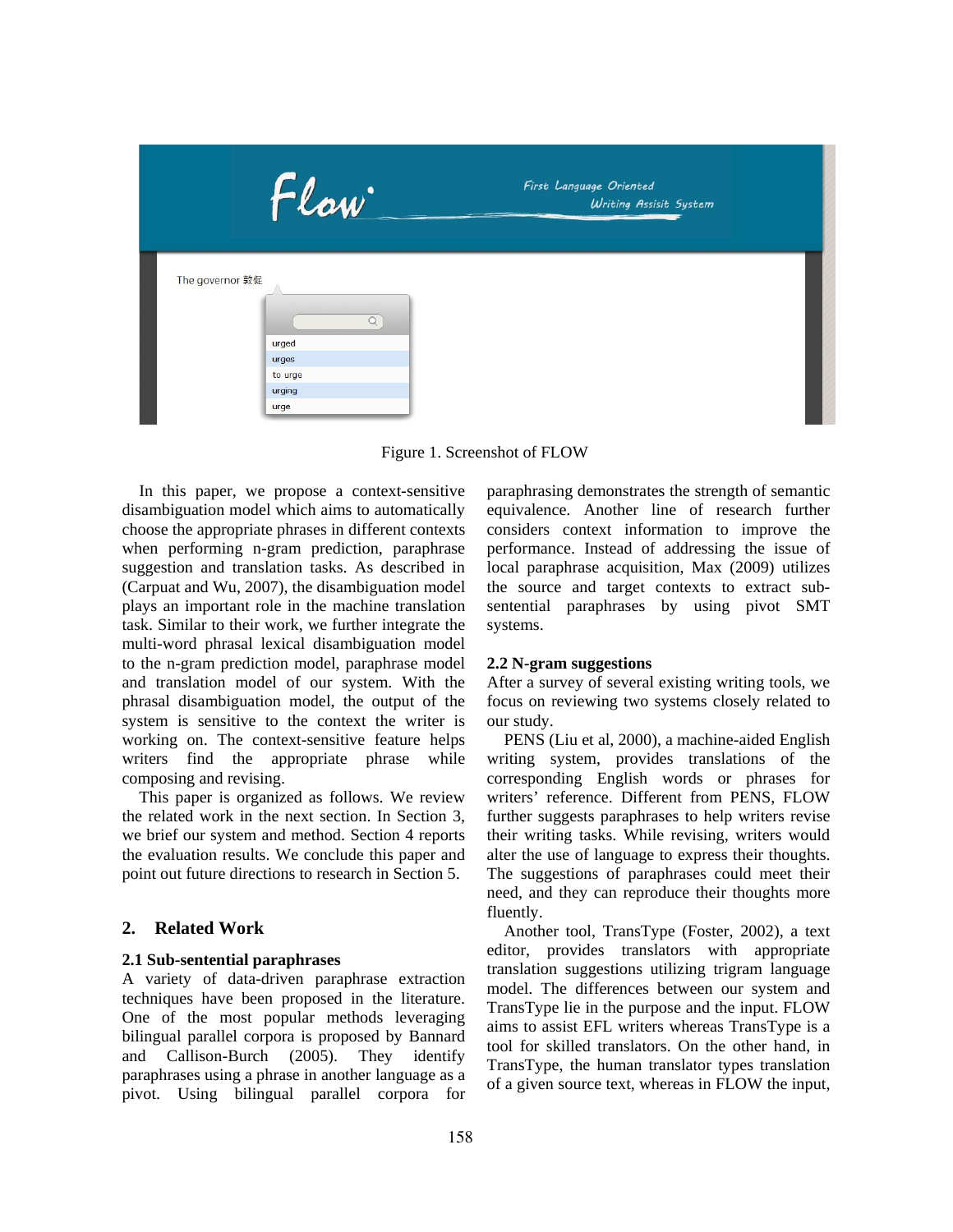Figure 1. Screenshot of FLOW

In this paper, we propose a context-sensitive disambiguation model which aims to automatically choose the appropriate phrases in different contexts when performing n-gram prediction, paraphrase suggestion and translation tasks. As described in (Carpuat and Wu, 2007), the disambiguation model plays an important role in the machine translation task. Similar to their work, we further integrate the multi-word phrasal lexical disambiguation model to the n-gram prediction model, paraphrase model and translation model of our system. With the phrasal disambiguation model, the output of the system is sensitive to the context the writer is working on. The context-sensitive feature helps writers find the appropriate phrase while composing and revising.

This paper is organized as follows. We review the related work in the next section. In Section 3, we brief our system and method. Section 4 reports the evaluation results. We conclude this paper and point out future directions to research in Section 5.

## 2. Related Work

### 2.1 Sub-sentential paraphrases

A variety of data-driven paraphrase extraction techniques have been proposed in the literature. One of the most popular methods leveraging bilingual parallel corpora is proposed by Bannard and Callison-Burch (2005). They identify paraphrases using a phrase in another language as a pivot. Using bilingual parallel corpora for paraphrasing demonstrates the strength of semantic equivalence. Another line of research further considers context information to improve the performance. Instead of addressing the issue of local paraphrase acquisition, Max (2009) utilizes the source and target contexts to extract sub-sentential paraphrases by using pivot SMT systems.

### 2.2 N-gram suggestions

After a survey of several existing writing tools, we focus on reviewing two systems closely related to our study.

PENS (Liu et al, 2000), a machine-aided English writing system, provides translations of the corresponding English words or phrases for writers' reference. Different from PENS, FLOW further suggests paraphrases to help writers revise their writing tasks. While revising, writers would alter the use of language to express their thoughts. The suggestions of paraphrases could meet their need, and they can reproduce their thoughts more fluently.

Another tool, TransType (Foster, 2002), a text editor, provides translators with appropriate translation suggestions utilizing trigram language model. The differences between our system and TransType lie in the purpose and the input. FLOW aims to assist EFL writers whereas TransType is a tool for skilled translators. On the other hand, in TransType, the human translator types translation of a given source text, whereas in FLOW the input,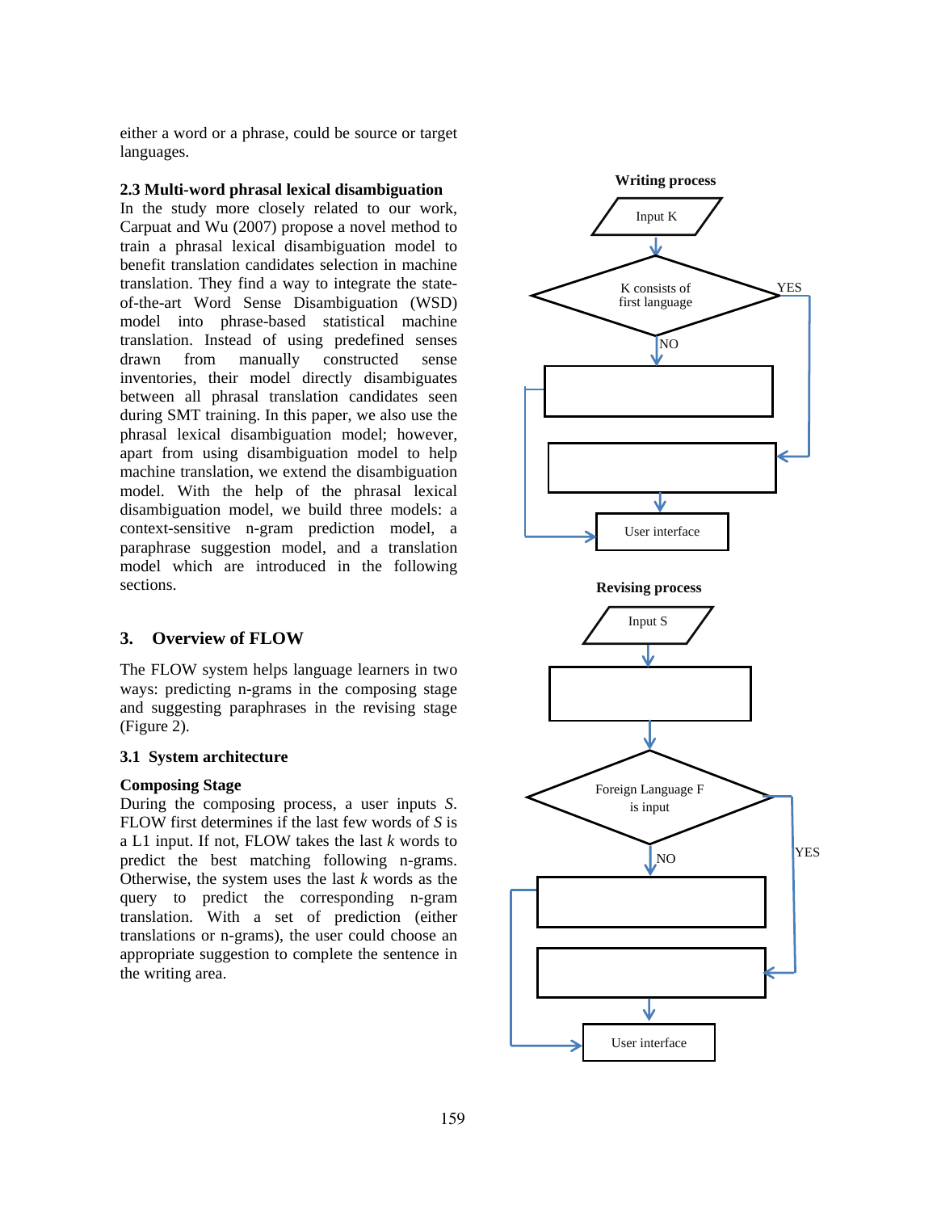either a word or a phrase, could be source or target languages.

### 2.3 Multi-word phrasal lexical disambiguation

In the study more closely related to our work, Carpuat and Wu (2007) propose a novel method to train a phrasal lexical disambiguation model to benefit translation candidates selection in machine translation. They find a way to integrate the state-of-the-art Word Sense Disambiguation (WSD) model into phrase-based statistical machine translation. Instead of using predefined senses drawn from manually constructed sense inventories, their model directly disambiguates between all phrasal translation candidates seen during SMT training. In this paper, we also use the phrasal lexical disambiguation model; however, apart from using disambiguation model to help machine translation, we extend the disambiguation model. With the help of the phrasal lexical disambiguation model, we build three models: a context-sensitive n-gram prediction model, a paraphrase suggestion model, and a translation model which are introduced in the following sections.

## 3. Overview of FLOW

The FLOW system helps language learners in two ways: predicting n-grams in the composing stage and suggesting paraphrases in the revising stage (Figure 2).

### 3.1 System architecture

**Composing Stage**

During the composing process, a user inputs *S*. FLOW first determines if the last few words of *S* is a L1 input. If not, FLOW takes the last *k* words to predict the best matching following n-grams. Otherwise, the system uses the last *k* words as the query to predict the corresponding n-gram translation. With a set of prediction (either translations or n-grams), the user could choose an appropriate suggestion to complete the sentence in the writing area.

**Writing process**

Input K

K consists of first language

YES

NO

User interface

**Revising process**

Input S

Foreign Language F is input

YES

NO

User interface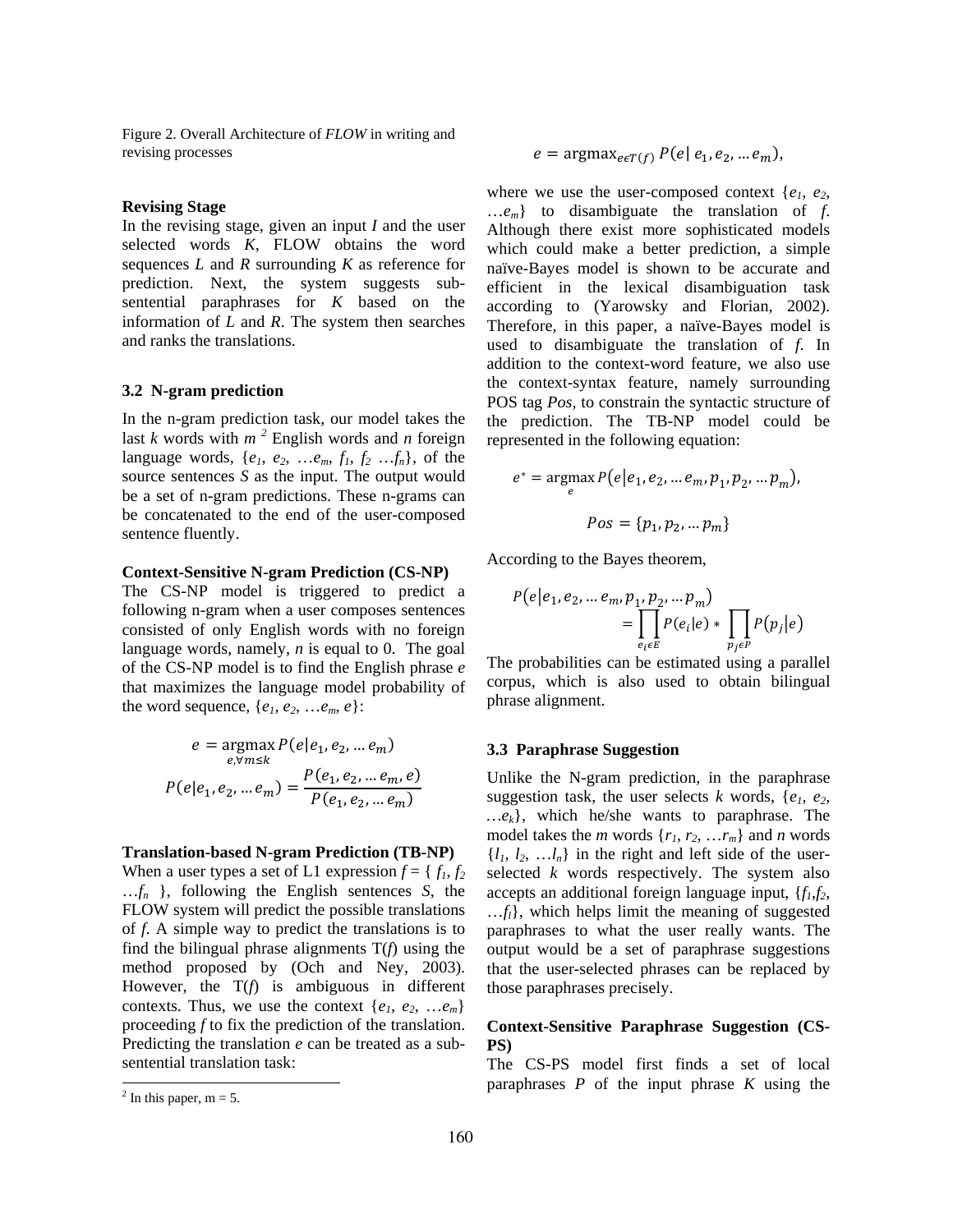Figure 2. Overall Architecture of *FLOW* in writing and revising processes

**Revising Stage**

In the revising stage, given an input $I$ and the user selected words $K$, FLOW obtains the word sequences $L$ and $R$ surrounding $K$ as reference for prediction. Next, the system suggests sub-sentential paraphrases for $K$ based on the information of $L$ and $R$. The system then searches and ranks the translations.

### 3.2 N-gram prediction

In the n-gram prediction task, our model takes the last $k$ words with $m$ [2] English words and $n$ foreign language words, $\{e_1, e_2, \dots e_m, f_1, f_2 \dots f_n\}$, of the source sentences $S$ as the input. The output would be a set of n-gram predictions. These n-grams can be concatenated to the end of the user-composed sentence fluently.

**Context-Sensitive N-gram Prediction (CS-NP)**

The CS-NP model is triggered to predict a following n-gram when a user composes sentences consisted of only English words with no foreign language words, namely, $n$ is equal to 0. The goal of the CS-NP model is to find the English phrase $e$ that maximizes the language model probability of the word sequence, $\{e_1, e_2, \dots e_m, e\}$:

$$e = \operatorname*{argmax}_{e, \forall m \leq k} P(e|e_1, e_2, \dots e_m)$$

$$P(e|e_1, e_2, \dots e_m) = \frac{P(e_1, e_2, \dots e_m, e)}{P(e_1, e_2, \dots e_m)}$$

**Translation-based N-gram Prediction (TB-NP)**

When a user types a set of L1 expression $f = \{ f_1, f_2 \dots f_n \}$, following the English sentences $S$, the FLOW system will predict the possible translations of $f$. A simple way to predict the translations is to find the bilingual phrase alignments T($f$) using the method proposed by (Och and Ney, 2003). However, the T($f$) is ambiguous in different contexts. Thus, we use the context $\{e_1, e_2, \dots e_m\}$ proceeding $f$ to fix the prediction of the translation. Predicting the translation $e$ can be treated as a sub-sentential translation task:

$$e = \operatorname{argmax}_{e \in T(f)} P(e|\, e_1, e_2, \dots e_m),$$

where we use the user-composed context $\{e_1, e_2, \dots e_m\}$ to disambiguate the translation of $f$. Although there exist more sophisticated models which could make a better prediction, a simple naïve-Bayes model is shown to be accurate and efficient in the lexical disambiguation task according to (Yarowsky and Florian, 2002). Therefore, in this paper, a naïve-Bayes model is used to disambiguate the translation of $f$. In addition to the context-word feature, we also use the context-syntax feature, namely surrounding POS tag $Pos$, to constrain the syntactic structure of the prediction. The TB-NP model could be represented in the following equation:

$$e^* = \operatorname*{argmax}_{e} P(e|e_1, e_2, \dots e_m, p_1, p_2, \dots p_m),$$

$$Pos = \{p_1, p_2, \dots p_m\}$$

According to the Bayes theorem,

$$P(e|e_1, e_2, \dots e_m, p_1, p_2, \dots p_m) = \prod_{e_i \epsilon E} P(e_i|e) * \prod_{p_j \epsilon P} P(p_j|e)$$

The probabilities can be estimated using a parallel corpus, which is also used to obtain bilingual phrase alignment.

### 3.3 Paraphrase Suggestion

Unlike the N-gram prediction, in the paraphrase suggestion task, the user selects $k$ words, $\{e_1, e_2, \dots e_k\}$, which he/she wants to paraphrase. The model takes the $m$ words $\{r_1, r_2, \dots r_m\}$ and $n$ words $\{l_1, l_2, \dots l_n\}$ in the right and left side of the user-selected $k$ words respectively. The system also accepts an additional foreign language input, $\{f_1, f_2, \dots f_l\}$, which helps limit the meaning of suggested paraphrases to what the user really wants. The output would be a set of paraphrase suggestions that the user-selected phrases can be replaced by those paraphrases precisely.

**Context-Sensitive Paraphrase Suggestion (CS-PS)**

The CS-PS model first finds a set of local paraphrases $P$ of the input phrase $K$ using the

[2] In this paper, m = 5.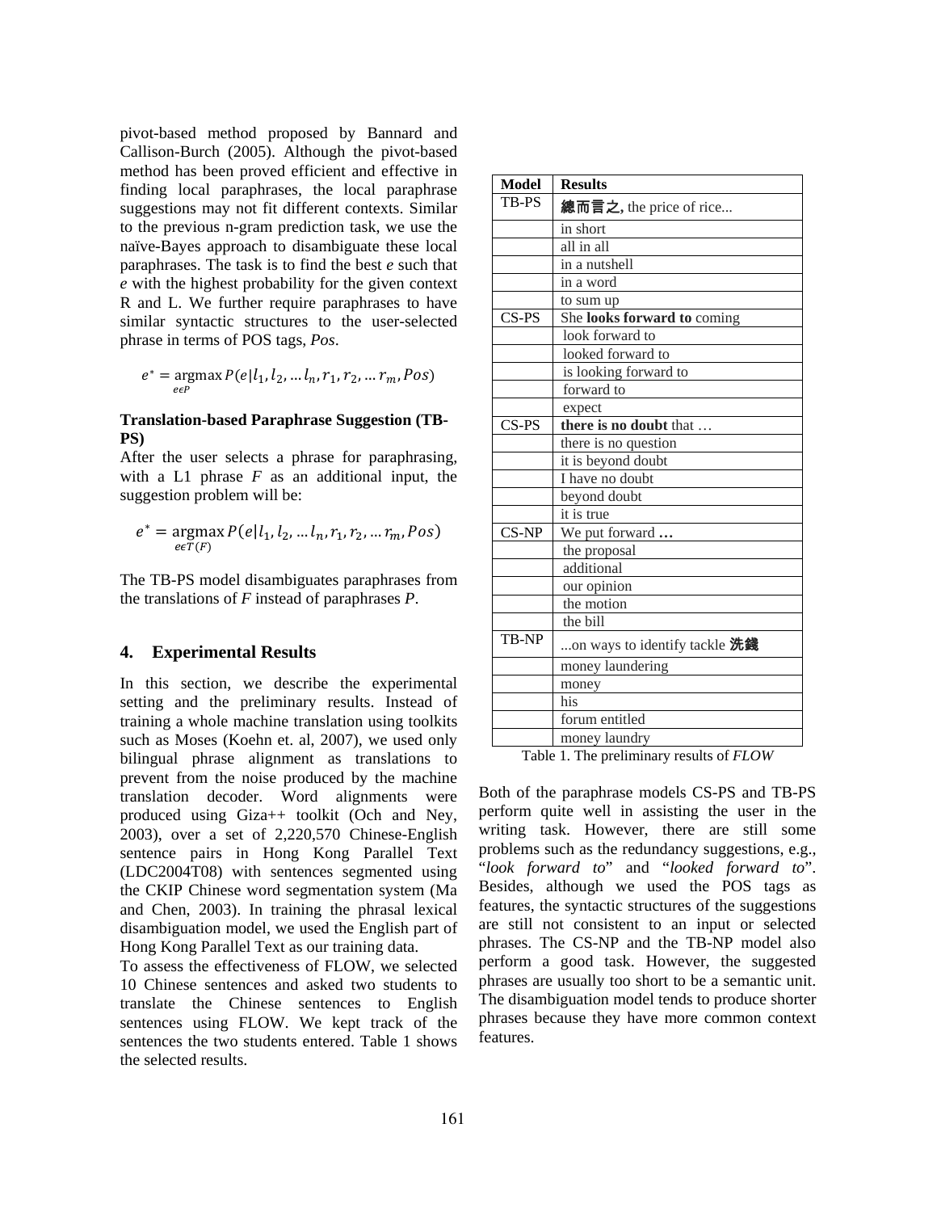pivot-based method proposed by Bannard and Callison-Burch (2005). Although the pivot-based method has been proved efficient and effective in finding local paraphrases, the local paraphrase suggestions may not fit different contexts. Similar to the previous n-gram prediction task, we use the naïve-Bayes approach to disambiguate these local paraphrases. The task is to find the best *e* such that *e* with the highest probability for the given context R and L. We further require paraphrases to have similar syntactic structures to the user-selected phrase in terms of POS tags, *Pos*.

$$e^* = \underset{e \epsilon P}{\operatorname{argmax}} P(e|l_1, l_2, \dots l_n, r_1, r_2, \dots r_m, Pos)$$

**Translation-based Paraphrase Suggestion (TB-PS)**

After the user selects a phrase for paraphrasing, with a L1 phrase *F* as an additional input, the suggestion problem will be:

$$e^* = \underset{e \epsilon T(F)}{\operatorname{argmax}} P(e|l_1, l_2, \dots l_n, r_1, r_2, \dots r_m, Pos)$$

The TB-PS model disambiguates paraphrases from the translations of *F* instead of paraphrases *P*.

## 4. Experimental Results

In this section, we describe the experimental setting and the preliminary results. Instead of training a whole machine translation using toolkits such as Moses (Koehn et. al, 2007), we used only bilingual phrase alignment as translations to prevent from the noise produced by the machine translation decoder. Word alignments were produced using Giza++ toolkit (Och and Ney, 2003), over a set of 2,220,570 Chinese-English sentence pairs in Hong Kong Parallel Text (LDC2004T08) with sentences segmented using the CKIP Chinese word segmentation system (Ma and Chen, 2003). In training the phrasal lexical disambiguation model, we used the English part of Hong Kong Parallel Text as our training data.

To assess the effectiveness of FLOW, we selected 10 Chinese sentences and asked two students to translate the Chinese sentences to English sentences using FLOW. We kept track of the sentences the two students entered. Table 1 shows the selected results.

| Model | Results |
|---|---|
| TB-PS | **總而言之**, the price of rice... |
| | in short |
| | all in all |
| | in a nutshell |
| | in a word |
| | to sum up |
| CS-PS | She **looks forward to** coming |
| | look forward to |
| | looked forward to |
| | is looking forward to |
| | forward to |
| | expect |
| CS-PS | **there is no doubt** that … |
| | there is no question |
| | it is beyond doubt |
| | I have no doubt |
| | beyond doubt |
| | it is true |
| CS-NP | We put forward **…** |
| | the proposal |
| | additional |
| | our opinion |
| | the motion |
| | the bill |
| TB-NP | ...on ways to identify tackle **洗錢** |
| | money laundering |
| | money |
| | his |
| | forum entitled |
| | money laundry |

Table 1. The preliminary results of *FLOW*

Both of the paraphrase models CS-PS and TB-PS perform quite well in assisting the user in the writing task. However, there are still some problems such as the redundancy suggestions, e.g., "*look forward to*" and "*looked forward to*". Besides, although we used the POS tags as features, the syntactic structures of the suggestions are still not consistent to an input or selected phrases. The CS-NP and the TB-NP model also perform a good task. However, the suggested phrases are usually too short to be a semantic unit. The disambiguation model tends to produce shorter phrases because they have more common context features.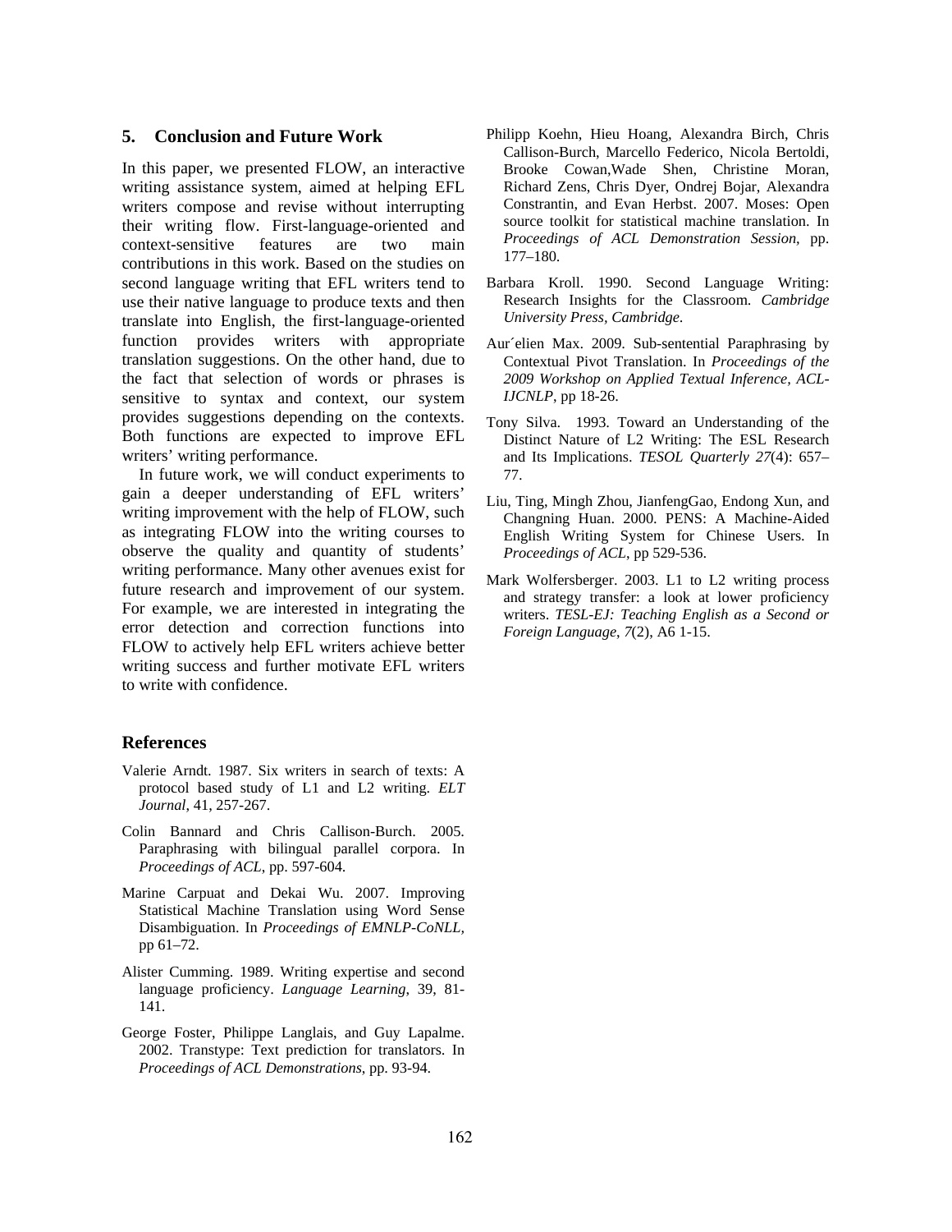## 5. Conclusion and Future Work

In this paper, we presented FLOW, an interactive writing assistance system, aimed at helping EFL writers compose and revise without interrupting their writing flow. First-language-oriented and context-sensitive features are two main contributions in this work. Based on the studies on second language writing that EFL writers tend to use their native language to produce texts and then translate into English, the first-language-oriented function provides writers with appropriate translation suggestions. On the other hand, due to the fact that selection of words or phrases is sensitive to syntax and context, our system provides suggestions depending on the contexts. Both functions are expected to improve EFL writers' writing performance.

In future work, we will conduct experiments to gain a deeper understanding of EFL writers' writing improvement with the help of FLOW, such as integrating FLOW into the writing courses to observe the quality and quantity of students' writing performance. Many other avenues exist for future research and improvement of our system. For example, we are interested in integrating the error detection and correction functions into FLOW to actively help EFL writers achieve better writing success and further motivate EFL writers to write with confidence.

## References

Valerie Arndt. 1987. Six writers in search of texts: A protocol based study of L1 and L2 writing. *ELT Journal*, 41, 257-267.

Colin Bannard and Chris Callison-Burch. 2005. Paraphrasing with bilingual parallel corpora. In *Proceedings of ACL*, pp. 597-604.

Marine Carpuat and Dekai Wu. 2007. Improving Statistical Machine Translation using Word Sense Disambiguation. In *Proceedings of EMNLP-CoNLL*, pp 61–72.

Alister Cumming. 1989. Writing expertise and second language proficiency. *Language Learning*, 39, 81-141.

George Foster, Philippe Langlais, and Guy Lapalme. 2002. Transtype: Text prediction for translators. In *Proceedings of ACL Demonstrations*, pp. 93-94.

Philipp Koehn, Hieu Hoang, Alexandra Birch, Chris Callison-Burch, Marcello Federico, Nicola Bertoldi, Brooke Cowan,Wade Shen, Christine Moran, Richard Zens, Chris Dyer, Ondrej Bojar, Alexandra Constrantin, and Evan Herbst. 2007. Moses: Open source toolkit for statistical machine translation. In *Proceedings of ACL Demonstration Session*, pp. 177–180.

Barbara Kroll. 1990. Second Language Writing: Research Insights for the Classroom. *Cambridge University Press, Cambridge.*

Aur´elien Max. 2009. Sub-sentential Paraphrasing by Contextual Pivot Translation. In *Proceedings of the 2009 Workshop on Applied Textual Inference, ACL-IJCNLP*, pp 18-26.

Tony Silva. 1993. Toward an Understanding of the Distinct Nature of L2 Writing: The ESL Research and Its Implications. *TESOL Quarterly 27*(4): 657–77.

Liu, Ting, Mingh Zhou, JianfengGao, Endong Xun, and Changning Huan. 2000. PENS: A Machine-Aided English Writing System for Chinese Users. In *Proceedings of ACL*, pp 529-536.

Mark Wolfersberger. 2003. L1 to L2 writing process and strategy transfer: a look at lower proficiency writers. *TESL-EJ: Teaching English as a Second or Foreign Language*, *7*(2), A6 1-15.